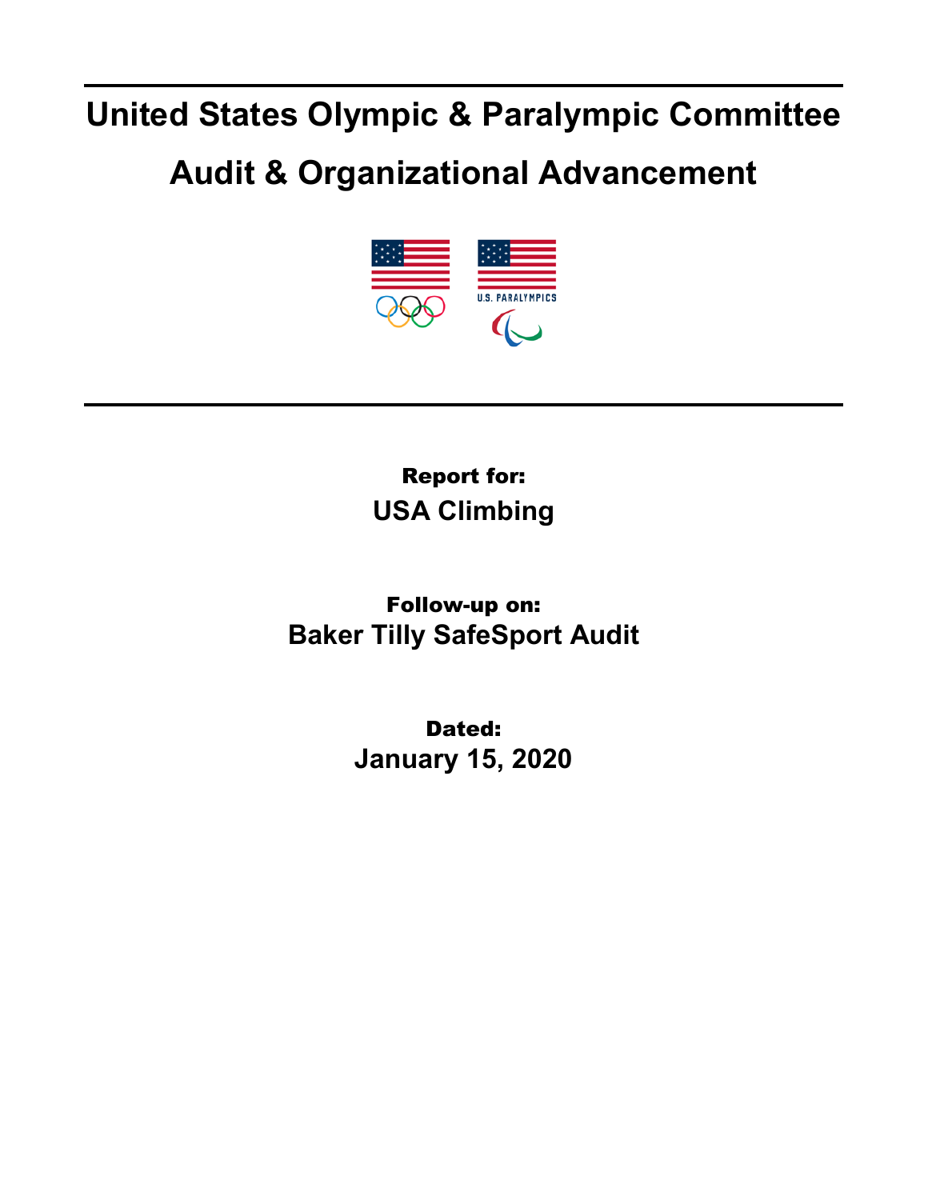# United States Olympic & Paralympic Committee

# Audit & Organizational Advancement

---

**Report for:**

**USA Climbing**

**Follow-up on:**

**Baker Tilly SafeSport Audit**

**Dated:**

**January 15, 2020**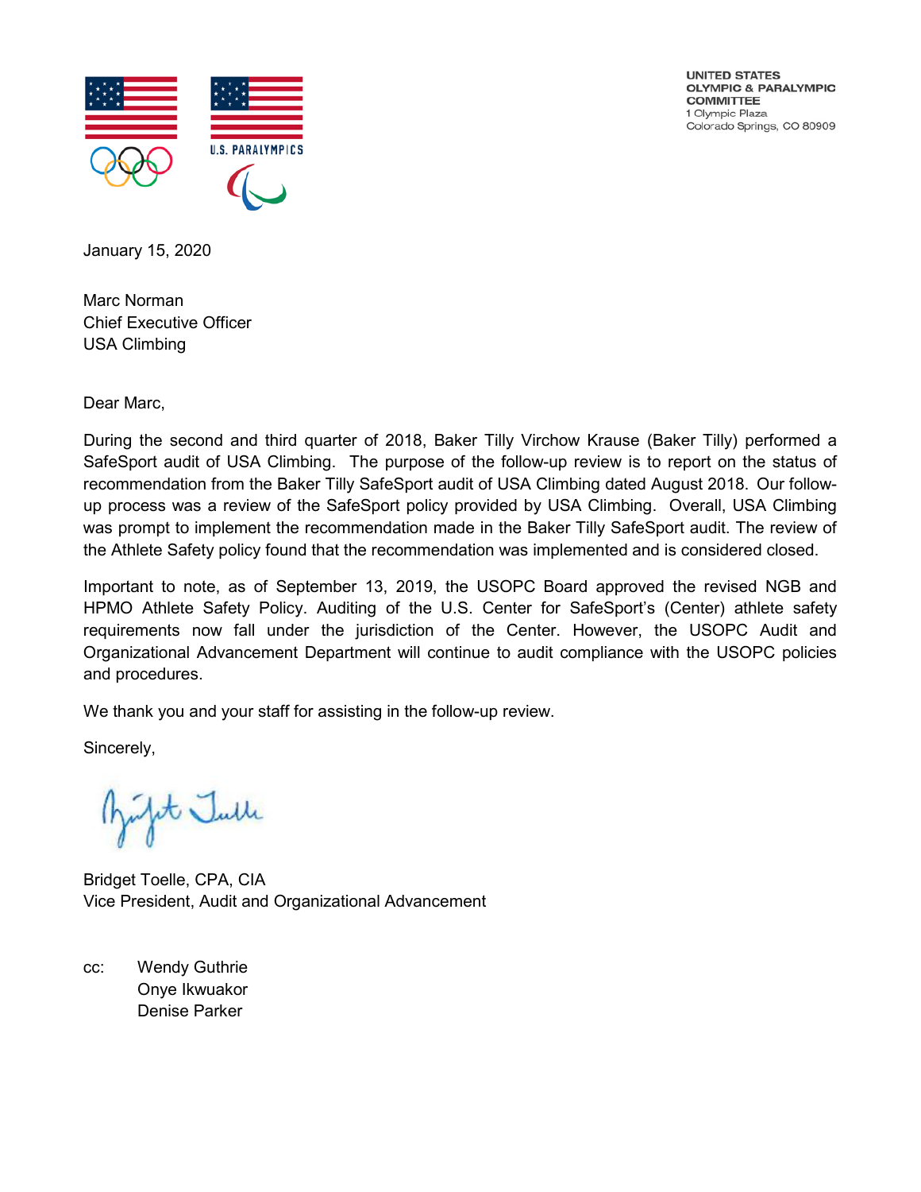UNITED STATES
OLYMPIC & PARALYMPIC
COMMITTEE
1 Olympic Plaza
Colorado Springs, CO 80909

January 15, 2020

Marc Norman
Chief Executive Officer
USA Climbing

Dear Marc,

During the second and third quarter of 2018, Baker Tilly Virchow Krause (Baker Tilly) performed a SafeSport audit of USA Climbing. The purpose of the follow-up review is to report on the status of recommendation from the Baker Tilly SafeSport audit of USA Climbing dated August 2018. Our follow-up process was a review of the SafeSport policy provided by USA Climbing. Overall, USA Climbing was prompt to implement the recommendation made in the Baker Tilly SafeSport audit. The review of the Athlete Safety policy found that the recommendation was implemented and is considered closed.

Important to note, as of September 13, 2019, the USOPC Board approved the revised NGB and HPMO Athlete Safety Policy. Auditing of the U.S. Center for SafeSport's (Center) athlete safety requirements now fall under the jurisdiction of the Center. However, the USOPC Audit and Organizational Advancement Department will continue to audit compliance with the USOPC policies and procedures.

We thank you and your staff for assisting in the follow-up review.

Sincerely,

Bridget Toelle, CPA, CIA
Vice President, Audit and Organizational Advancement

cc: Wendy Guthrie
Onye Ikwuakor
Denise Parker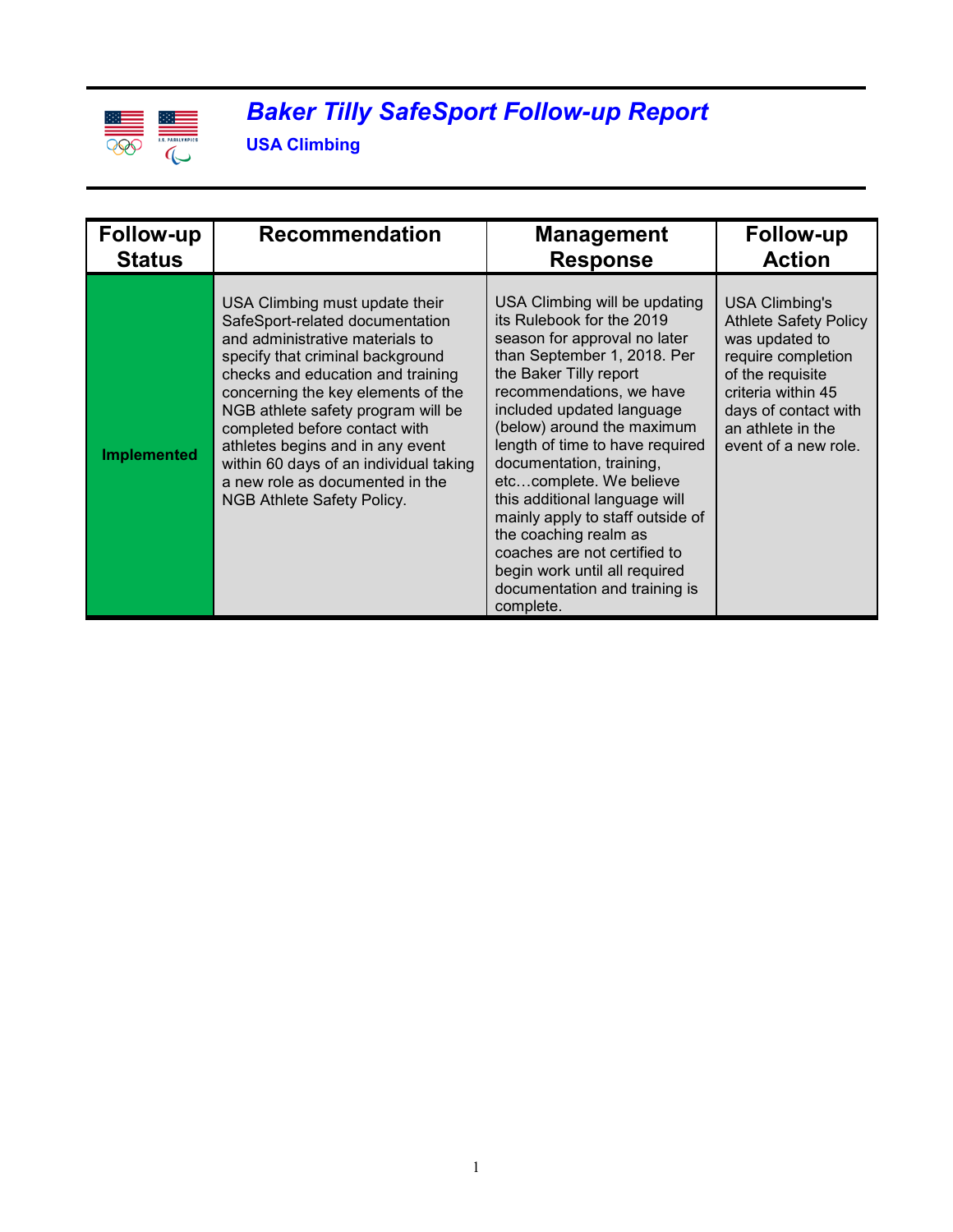# *Baker Tilly SafeSport Follow-up Report*

## USA Climbing

| Follow-up Status | Recommendation | Management Response | Follow-up Action |
|---|---|---|---|
| **Implemented** | USA Climbing must update their SafeSport-related documentation and administrative materials to specify that criminal background checks and education and training concerning the key elements of the NGB athlete safety program will be completed before contact with athletes begins and in any event within 60 days of an individual taking a new role as documented in the NGB Athlete Safety Policy. | USA Climbing will be updating its Rulebook for the 2019 season for approval no later than September 1, 2018. Per the Baker Tilly report recommendations, we have included updated language (below) around the maximum length of time to have required documentation, training, etc…complete. We believe this additional language will mainly apply to staff outside of the coaching realm as coaches are not certified to begin work until all required documentation and training is complete. | USA Climbing's Athlete Safety Policy was updated to require completion of the requisite criteria within 45 days of contact with an athlete in the event of a new role. |